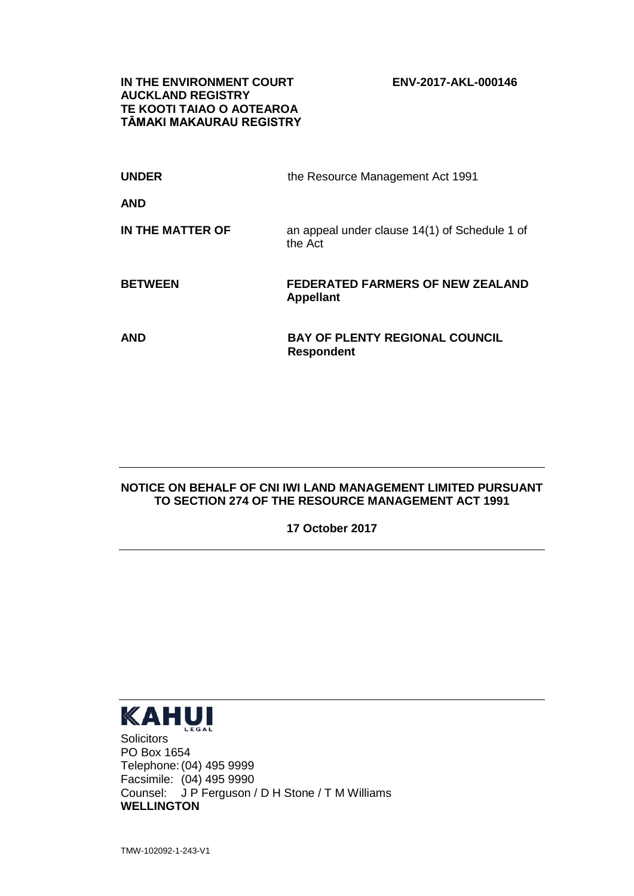**IN THE ENVIRONMENT COURT**
**AUCKLAND REGISTRY**
**TE KOOTI TAIAO O AOTEAROA**
**TĀMAKI MAKAURAU REGISTRY**

**ENV-2017-AKL-000146**

| | |
|---|---|
| **UNDER** | the Resource Management Act 1991 |
| **AND** | |
| **IN THE MATTER OF** | an appeal under clause 14(1) of Schedule 1 of the Act |
| **BETWEEN** | **FEDERATED FARMERS OF NEW ZEALAND**<br>**Appellant** |
| **AND** | **BAY OF PLENTY REGIONAL COUNCIL**<br>**Respondent** |

---

**NOTICE ON BEHALF OF CNI IWI LAND MANAGEMENT LIMITED PURSUANT TO SECTION 274 OF THE RESOURCE MANAGEMENT ACT 1991**

**17 October 2017**

---

**KAHUI** LEGAL

Solicitors
PO Box 1654
Telephone: (04) 495 9999
Facsimile: (04) 495 9990
Counsel: J P Ferguson / D H Stone / T M Williams
**WELLINGTON**

TMW-102092-1-243-V1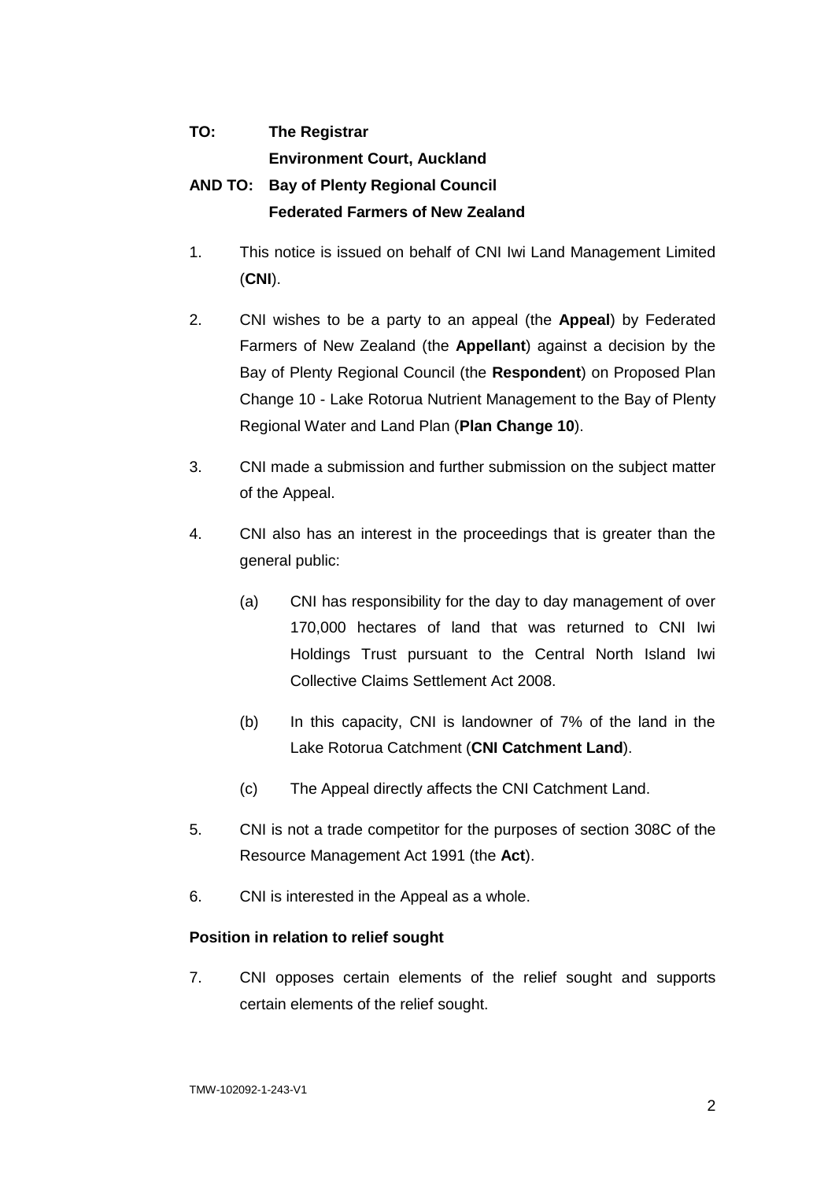**TO: The Registrar**
**Environment Court, Auckland**

**AND TO: Bay of Plenty Regional Council**
**Federated Farmers of New Zealand**

1. This notice is issued on behalf of CNI Iwi Land Management Limited (**CNI**).

2. CNI wishes to be a party to an appeal (the **Appeal**) by Federated Farmers of New Zealand (the **Appellant**) against a decision by the Bay of Plenty Regional Council (the **Respondent**) on Proposed Plan Change 10 - Lake Rotorua Nutrient Management to the Bay of Plenty Regional Water and Land Plan (**Plan Change 10**).

3. CNI made a submission and further submission on the subject matter of the Appeal.

4. CNI also has an interest in the proceedings that is greater than the general public:

   (a) CNI has responsibility for the day to day management of over 170,000 hectares of land that was returned to CNI Iwi Holdings Trust pursuant to the Central North Island Iwi Collective Claims Settlement Act 2008.

   (b) In this capacity, CNI is landowner of 7% of the land in the Lake Rotorua Catchment (**CNI Catchment Land**).

   (c) The Appeal directly affects the CNI Catchment Land.

5. CNI is not a trade competitor for the purposes of section 308C of the Resource Management Act 1991 (the **Act**).

6. CNI is interested in the Appeal as a whole.

**Position in relation to relief sought**

7. CNI opposes certain elements of the relief sought and supports certain elements of the relief sought.

TMW-102092-1-243-V1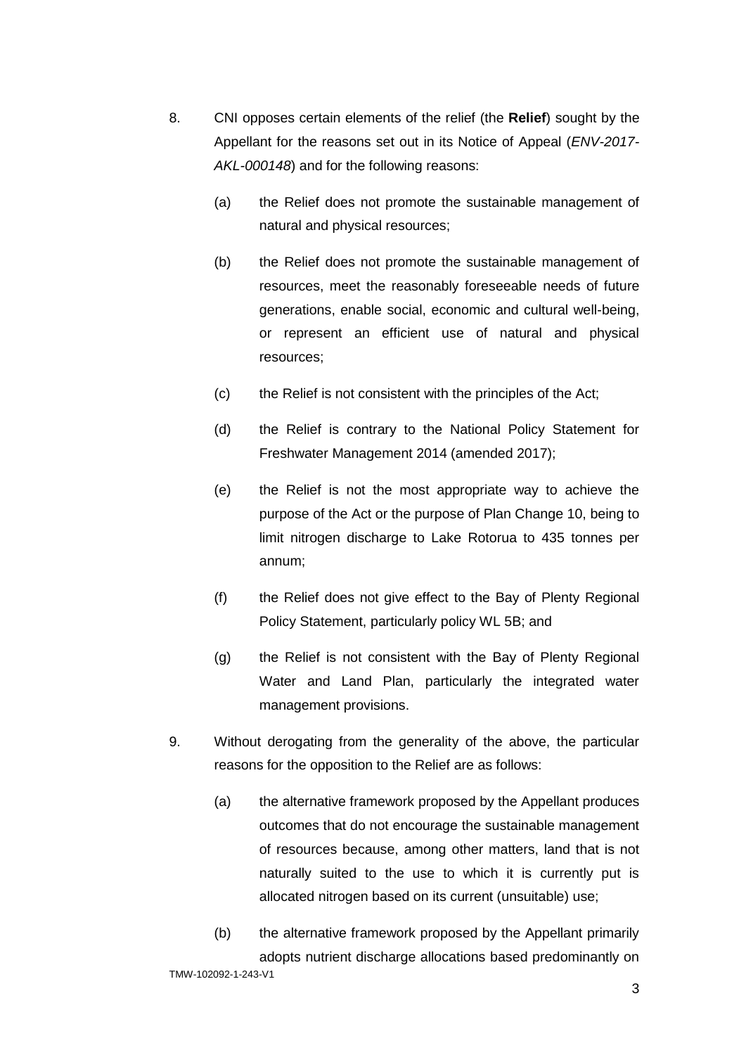8. CNI opposes certain elements of the relief (the **Relief**) sought by the Appellant for the reasons set out in its Notice of Appeal (*ENV-2017-AKL-000148*) and for the following reasons:

   (a) the Relief does not promote the sustainable management of natural and physical resources;

   (b) the Relief does not promote the sustainable management of resources, meet the reasonably foreseeable needs of future generations, enable social, economic and cultural well-being, or represent an efficient use of natural and physical resources;

   (c) the Relief is not consistent with the principles of the Act;

   (d) the Relief is contrary to the National Policy Statement for Freshwater Management 2014 (amended 2017);

   (e) the Relief is not the most appropriate way to achieve the purpose of the Act or the purpose of Plan Change 10, being to limit nitrogen discharge to Lake Rotorua to 435 tonnes per annum;

   (f) the Relief does not give effect to the Bay of Plenty Regional Policy Statement, particularly policy WL 5B; and

   (g) the Relief is not consistent with the Bay of Plenty Regional Water and Land Plan, particularly the integrated water management provisions.

9. Without derogating from the generality of the above, the particular reasons for the opposition to the Relief are as follows:

   (a) the alternative framework proposed by the Appellant produces outcomes that do not encourage the sustainable management of resources because, among other matters, land that is not naturally suited to the use to which it is currently put is allocated nitrogen based on its current (unsuitable) use;

   (b) the alternative framework proposed by the Appellant primarily adopts nutrient discharge allocations based predominantly on

TMW-102092-1-243-V1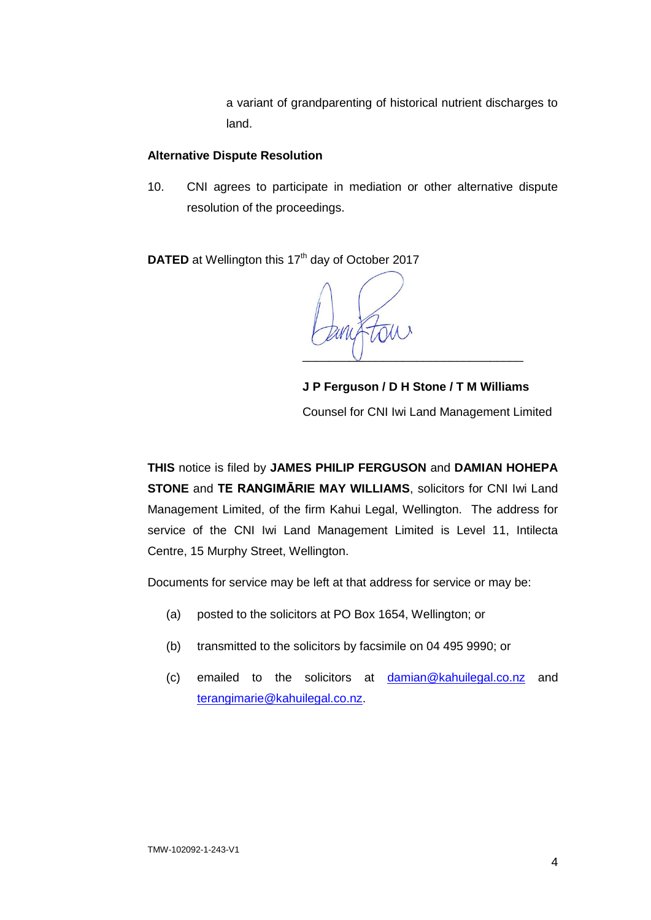a variant of grandparenting of historical nutrient discharges to land.

**Alternative Dispute Resolution**

10. CNI agrees to participate in mediation or other alternative dispute resolution of the proceedings.

**DATED** at Wellington this 17th day of October 2017

\_\_\_\_\_\_\_\_\_\_\_\_\_\_\_\_\_\_\_\_\_\_\_\_\_\_\_\_\_\_\_\_\_\_\_

**J P Ferguson / D H Stone / T M Williams**

Counsel for CNI Iwi Land Management Limited

**THIS** notice is filed by **JAMES PHILIP FERGUSON** and **DAMIAN HOHEPA STONE** and **TE RANGIMĀRIE MAY WILLIAMS**, solicitors for CNI Iwi Land Management Limited, of the firm Kahui Legal, Wellington. The address for service of the CNI Iwi Land Management Limited is Level 11, Intilecta Centre, 15 Murphy Street, Wellington.

Documents for service may be left at that address for service or may be:

(a) posted to the solicitors at PO Box 1654, Wellington; or

(b) transmitted to the solicitors by facsimile on 04 495 9990; or

(c) emailed to the solicitors at damian@kahuilegal.co.nz and terangimarie@kahuilegal.co.nz.

TMW-102092-1-243-V1